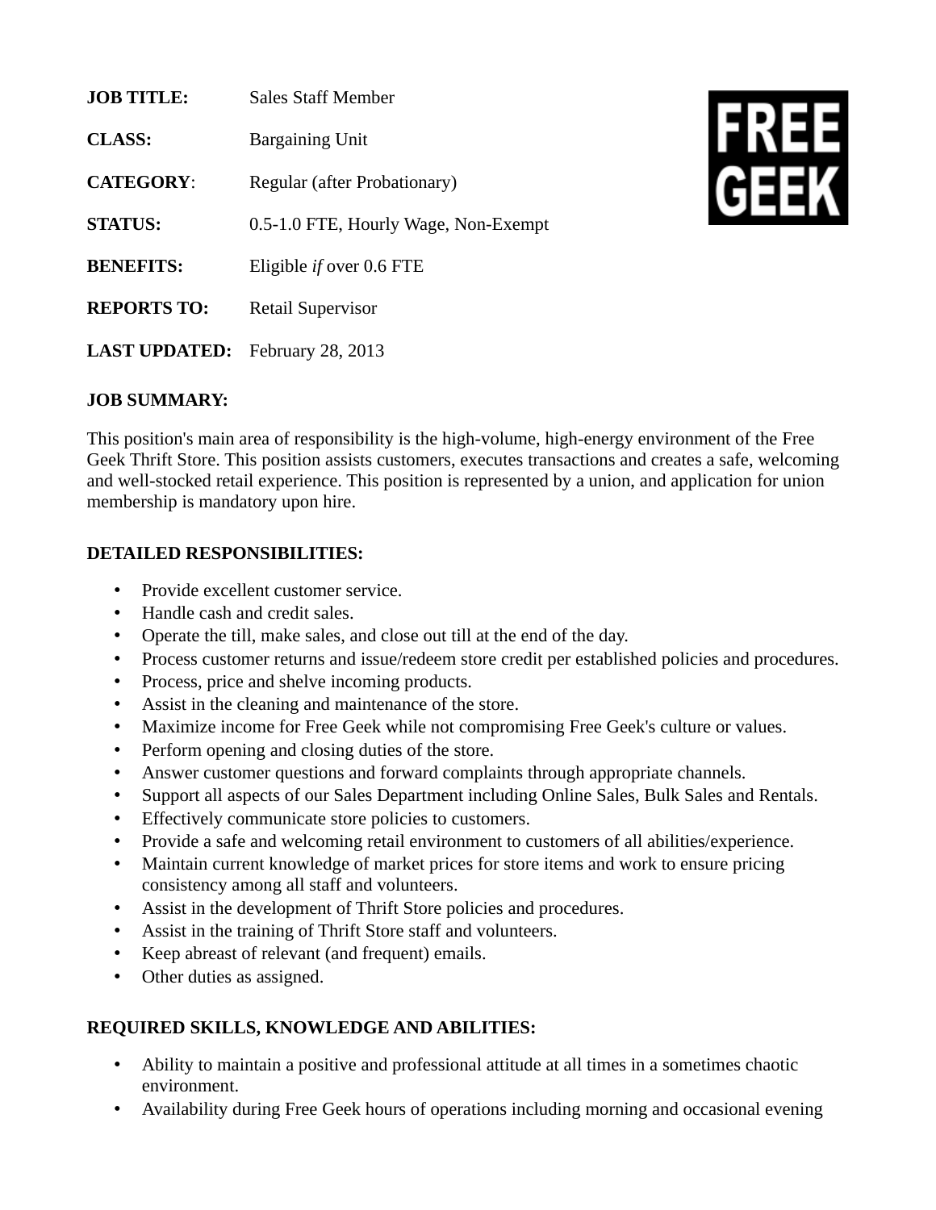**JOB TITLE:** Sales Staff Member

**CLASS:** Bargaining Unit

**CATEGORY**: Regular (after Probationary)

**STATUS:** 0.5-1.0 FTE, Hourly Wage, Non-Exempt

**BENEFITS:** Eligible *if* over 0.6 FTE

**REPORTS TO:** Retail Supervisor

**LAST UPDATED:** February 28, 2013

FREE GEEK

**JOB SUMMARY:**

This position's main area of responsibility is the high-volume, high-energy environment of the Free Geek Thrift Store. This position assists customers, executes transactions and creates a safe, welcoming and well-stocked retail experience. This position is represented by a union, and application for union membership is mandatory upon hire.

**DETAILED RESPONSIBILITIES:**

- Provide excellent customer service.
- Handle cash and credit sales.
- Operate the till, make sales, and close out till at the end of the day.
- Process customer returns and issue/redeem store credit per established policies and procedures.
- Process, price and shelve incoming products.
- Assist in the cleaning and maintenance of the store.
- Maximize income for Free Geek while not compromising Free Geek's culture or values.
- Perform opening and closing duties of the store.
- Answer customer questions and forward complaints through appropriate channels.
- Support all aspects of our Sales Department including Online Sales, Bulk Sales and Rentals.
- Effectively communicate store policies to customers.
- Provide a safe and welcoming retail environment to customers of all abilities/experience.
- Maintain current knowledge of market prices for store items and work to ensure pricing consistency among all staff and volunteers.
- Assist in the development of Thrift Store policies and procedures.
- Assist in the training of Thrift Store staff and volunteers.
- Keep abreast of relevant (and frequent) emails.
- Other duties as assigned.

**REQUIRED SKILLS, KNOWLEDGE AND ABILITIES:**

- Ability to maintain a positive and professional attitude at all times in a sometimes chaotic environment.
- Availability during Free Geek hours of operations including morning and occasional evening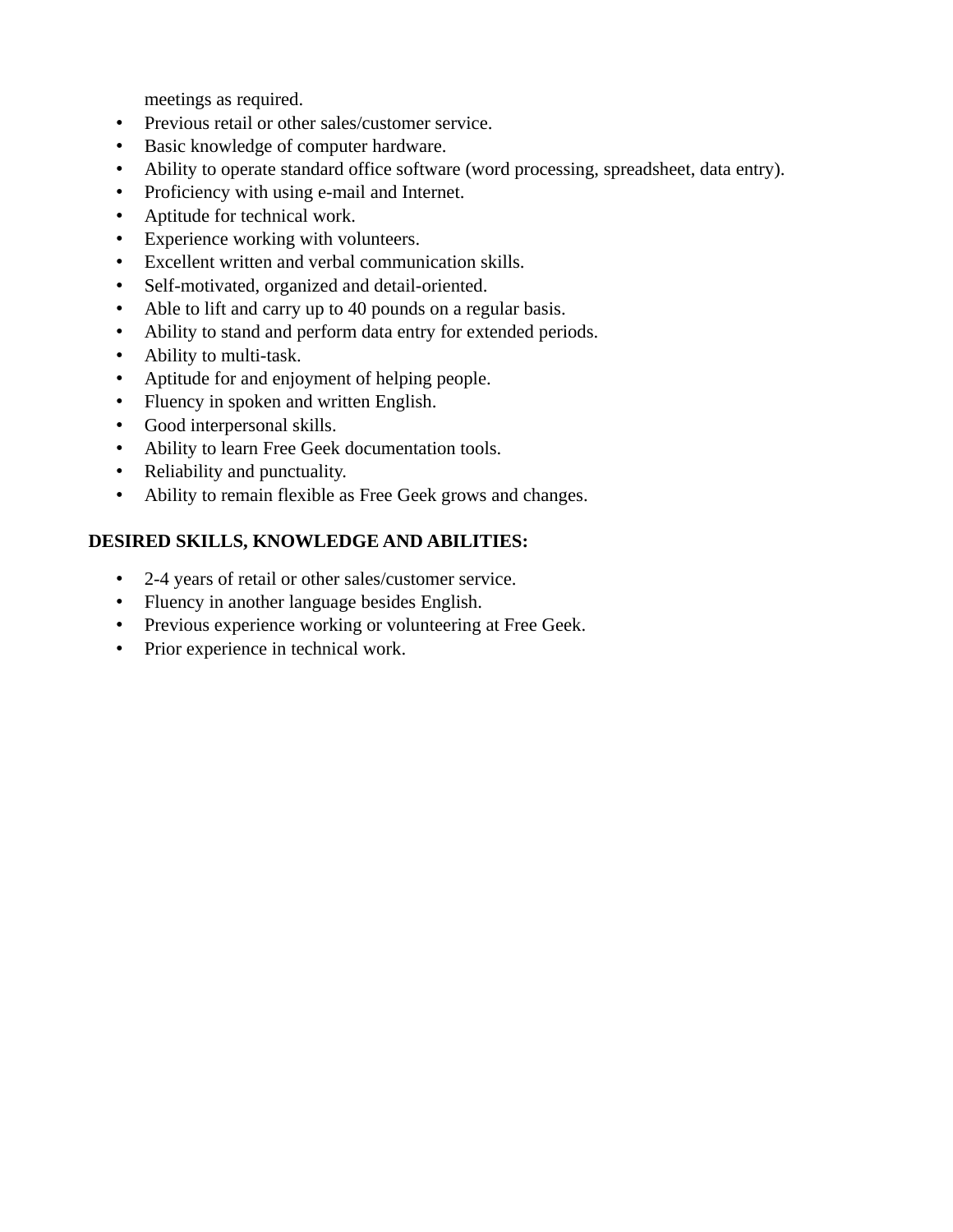meetings as required.

- Previous retail or other sales/customer service.
- Basic knowledge of computer hardware.
- Ability to operate standard office software (word processing, spreadsheet, data entry).
- Proficiency with using e-mail and Internet.
- Aptitude for technical work.
- Experience working with volunteers.
- Excellent written and verbal communication skills.
- Self-motivated, organized and detail-oriented.
- Able to lift and carry up to 40 pounds on a regular basis.
- Ability to stand and perform data entry for extended periods.
- Ability to multi-task.
- Aptitude for and enjoyment of helping people.
- Fluency in spoken and written English.
- Good interpersonal skills.
- Ability to learn Free Geek documentation tools.
- Reliability and punctuality.
- Ability to remain flexible as Free Geek grows and changes.

**DESIRED SKILLS, KNOWLEDGE AND ABILITIES:**

- 2-4 years of retail or other sales/customer service.
- Fluency in another language besides English.
- Previous experience working or volunteering at Free Geek.
- Prior experience in technical work.